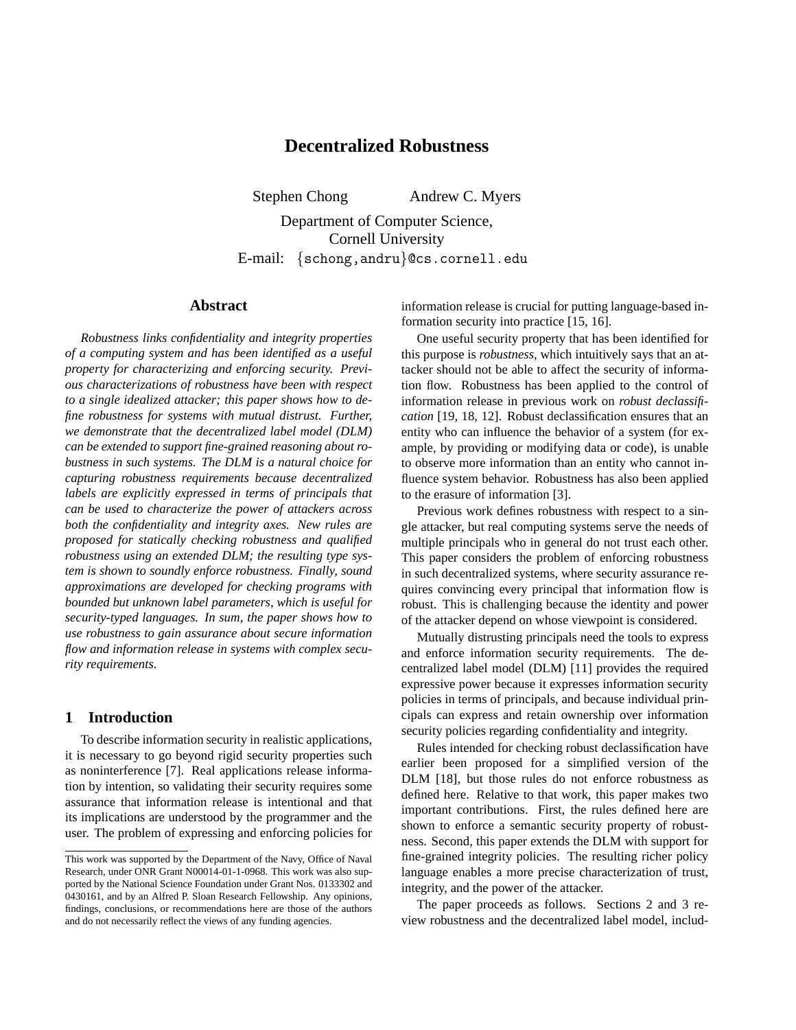# Decentralized Robustness

Stephen Chong     Andrew C. Myers

Department of Computer Science,
Cornell University
E-mail: {schong,andru}@cs.cornell.edu

## Abstract

*Robustness links confidentiality and integrity properties of a computing system and has been identified as a useful property for characterizing and enforcing security. Previous characterizations of robustness have been with respect to a single idealized attacker; this paper shows how to define robustness for systems with mutual distrust. Further, we demonstrate that the decentralized label model (DLM) can be extended to support fine-grained reasoning about robustness in such systems. The DLM is a natural choice for capturing robustness requirements because decentralized labels are explicitly expressed in terms of principals that can be used to characterize the power of attackers across both the confidentiality and integrity axes. New rules are proposed for statically checking robustness and qualified robustness using an extended DLM; the resulting type system is shown to soundly enforce robustness. Finally, sound approximations are developed for checking programs with bounded but unknown label parameters, which is useful for security-typed languages. In sum, the paper shows how to use robustness to gain assurance about secure information flow and information release in systems with complex security requirements.*

## 1 Introduction

To describe information security in realistic applications, it is necessary to go beyond rigid security properties such as noninterference [7]. Real applications release information by intention, so validating their security requires some assurance that information release is intentional and that its implications are understood by the programmer and the user. The problem of expressing and enforcing policies for information release is crucial for putting language-based information security into practice [15, 16].

One useful security property that has been identified for this purpose is *robustness*, which intuitively says that an attacker should not be able to affect the security of information flow. Robustness has been applied to the control of information release in previous work on *robust declassification* [19, 18, 12]. Robust declassification ensures that an entity who can influence the behavior of a system (for example, by providing or modifying data or code), is unable to observe more information than an entity who cannot influence system behavior. Robustness has also been applied to the erasure of information [3].

Previous work defines robustness with respect to a single attacker, but real computing systems serve the needs of multiple principals who in general do not trust each other. This paper considers the problem of enforcing robustness in such decentralized systems, where security assurance requires convincing every principal that information flow is robust. This is challenging because the identity and power of the attacker depend on whose viewpoint is considered.

Mutually distrusting principals need the tools to express and enforce information security requirements. The decentralized label model (DLM) [11] provides the required expressive power because it expresses information security policies in terms of principals, and because individual principals can express and retain ownership over information security policies regarding confidentiality and integrity.

Rules intended for checking robust declassification have earlier been proposed for a simplified version of the DLM [18], but those rules do not enforce robustness as defined here. Relative to that work, this paper makes two important contributions. First, the rules defined here are shown to enforce a semantic security property of robustness. Second, this paper extends the DLM with support for fine-grained integrity policies. The resulting richer policy language enables a more precise characterization of trust, integrity, and the power of the attacker.

The paper proceeds as follows. Sections 2 and 3 review robustness and the decentralized label model, includ-

This work was supported by the Department of the Navy, Office of Naval Research, under ONR Grant N00014-01-1-0968. This work was also supported by the National Science Foundation under Grant Nos. 0133302 and 0430161, and by an Alfred P. Sloan Research Fellowship. Any opinions, findings, conclusions, or recommendations here are those of the authors and do not necessarily reflect the views of any funding agencies.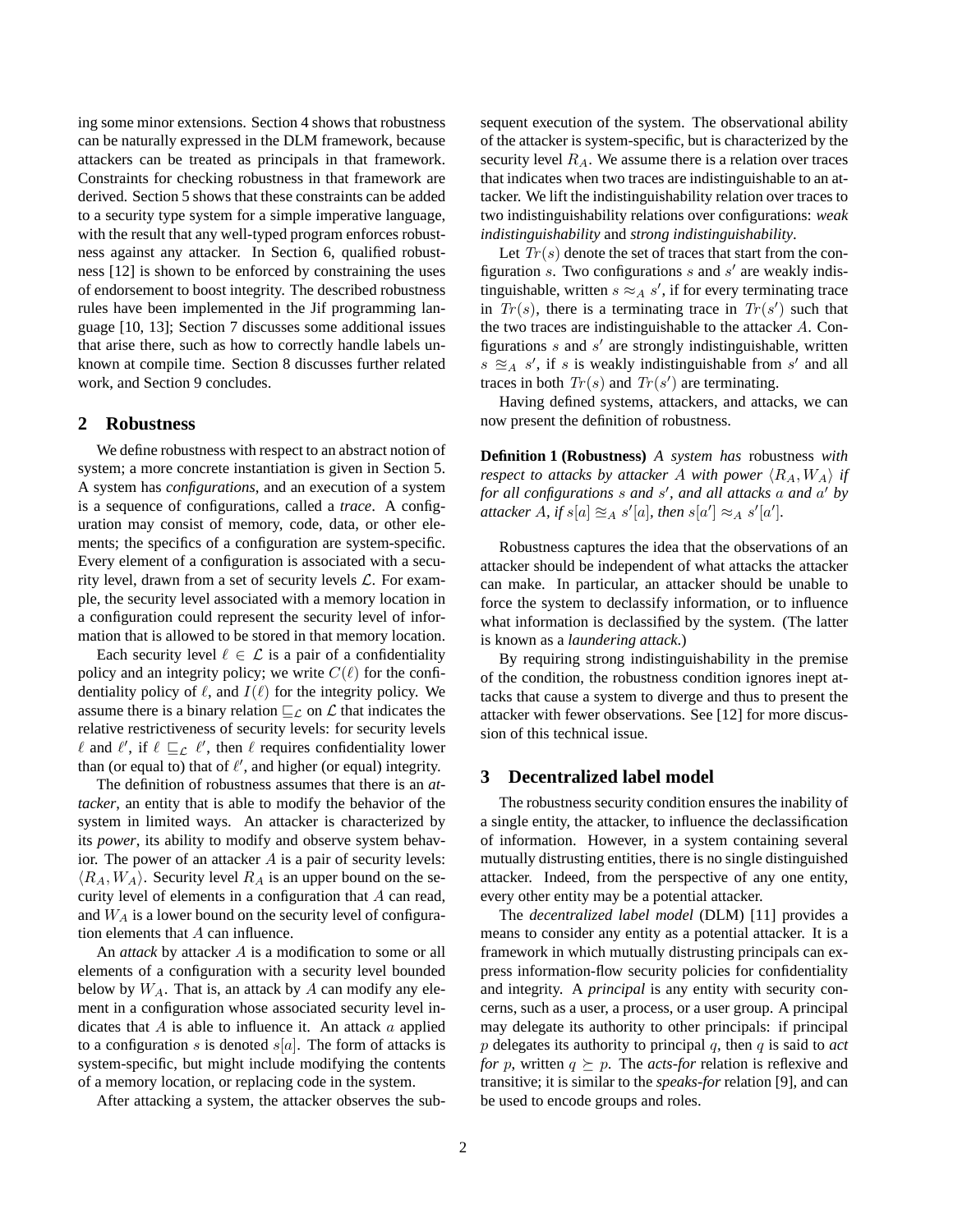ing some minor extensions. Section 4 shows that robustness can be naturally expressed in the DLM framework, because attackers can be treated as principals in that framework. Constraints for checking robustness in that framework are derived. Section 5 shows that these constraints can be added to a security type system for a simple imperative language, with the result that any well-typed program enforces robustness against any attacker. In Section 6, qualified robustness [12] is shown to be enforced by constraining the uses of endorsement to boost integrity. The described robustness rules have been implemented in the Jif programming language [10, 13]; Section 7 discusses some additional issues that arise there, such as how to correctly handle labels unknown at compile time. Section 8 discusses further related work, and Section 9 concludes.

## 2 Robustness

We define robustness with respect to an abstract notion of system; a more concrete instantiation is given in Section 5. A system has *configurations*, and an execution of a system is a sequence of configurations, called a *trace*. A configuration may consist of memory, code, data, or other elements; the specifics of a configuration are system-specific. Every element of a configuration is associated with a security level, drawn from a set of security levels $\mathcal{L}$. For example, the security level associated with a memory location in a configuration could represent the security level of information that is allowed to be stored in that memory location.

Each security level $\ell \in \mathcal{L}$ is a pair of a confidentiality policy and an integrity policy; we write $C(\ell)$ for the confidentiality policy of $\ell$, and $I(\ell)$ for the integrity policy. We assume there is a binary relation $\sqsubseteq_{\mathcal{L}}$ on $\mathcal{L}$ that indicates the relative restrictiveness of security levels: for security levels $\ell$ and $\ell'$, if $\ell \sqsubseteq_{\mathcal{L}} \ell'$, then $\ell$ requires confidentiality lower than (or equal to) that of $\ell'$, and higher (or equal) integrity.

The definition of robustness assumes that there is an *attacker*, an entity that is able to modify the behavior of the system in limited ways. An attacker is characterized by its *power*, its ability to modify and observe system behavior. The power of an attacker $A$ is a pair of security levels: $\langle R_A, W_A \rangle$. Security level $R_A$ is an upper bound on the security level of elements in a configuration that $A$ can read, and $W_A$ is a lower bound on the security level of configuration elements that $A$ can influence.

An *attack* by attacker $A$ is a modification to some or all elements of a configuration with a security level bounded below by $W_A$. That is, an attack by $A$ can modify any element in a configuration whose associated security level indicates that $A$ is able to influence it. An attack $a$ applied to a configuration $s$ is denoted $s[a]$. The form of attacks is system-specific, but might include modifying the contents of a memory location, or replacing code in the system.

After attacking a system, the attacker observes the subsequent execution of the system. The observational ability of the attacker is system-specific, but is characterized by the security level $R_A$. We assume there is a relation over traces that indicates when two traces are indistinguishable to an attacker. We lift the indistinguishability relation over traces to two indistinguishability relations over configurations: *weak indistinguishability* and *strong indistinguishability*.

Let $Tr(s)$ denote the set of traces that start from the configuration $s$. Two configurations $s$ and $s'$ are weakly indistinguishable, written $s \approx_A s'$, if for every terminating trace in $Tr(s)$, there is a terminating trace in $Tr(s')$ such that the two traces are indistinguishable to the attacker $A$. Configurations $s$ and $s'$ are strongly indistinguishable, written $s \cong_A s'$, if $s$ is weakly indistinguishable from $s'$ and all traces in both $Tr(s)$ and $Tr(s')$ are terminating.

Having defined systems, attackers, and attacks, we can now present the definition of robustness.

**Definition 1 (Robustness)** *A system has* robustness *with respect to attacks by attacker $A$ with power $\langle R_A, W_A \rangle$ if for all configurations $s$ and $s'$, and all attacks $a$ and $a'$ by attacker $A$, if $s[a] \cong_A s'[a]$, then $s[a'] \approx_A s'[a']$.*

Robustness captures the idea that the observations of an attacker should be independent of what attacks the attacker can make. In particular, an attacker should be unable to force the system to declassify information, or to influence what information is declassified by the system. (The latter is known as a *laundering attack*.)

By requiring strong indistinguishability in the premise of the condition, the robustness condition ignores inept attacks that cause a system to diverge and thus to present the attacker with fewer observations. See [12] for more discussion of this technical issue.

## 3 Decentralized label model

The robustness security condition ensures the inability of a single entity, the attacker, to influence the declassification of information. However, in a system containing several mutually distrusting entities, there is no single distinguished attacker. Indeed, from the perspective of any one entity, every other entity may be a potential attacker.

The *decentralized label model* (DLM) [11] provides a means to consider any entity as a potential attacker. It is a framework in which mutually distrusting principals can express information-flow security policies for confidentiality and integrity. A *principal* is any entity with security concerns, such as a user, a process, or a user group. A principal may delegate its authority to other principals: if principal $p$ delegates its authority to principal $q$, then $q$ is said to *act for* $p$, written $q \succeq p$. The *acts-for* relation is reflexive and transitive; it is similar to the *speaks-for* relation [9], and can be used to encode groups and roles.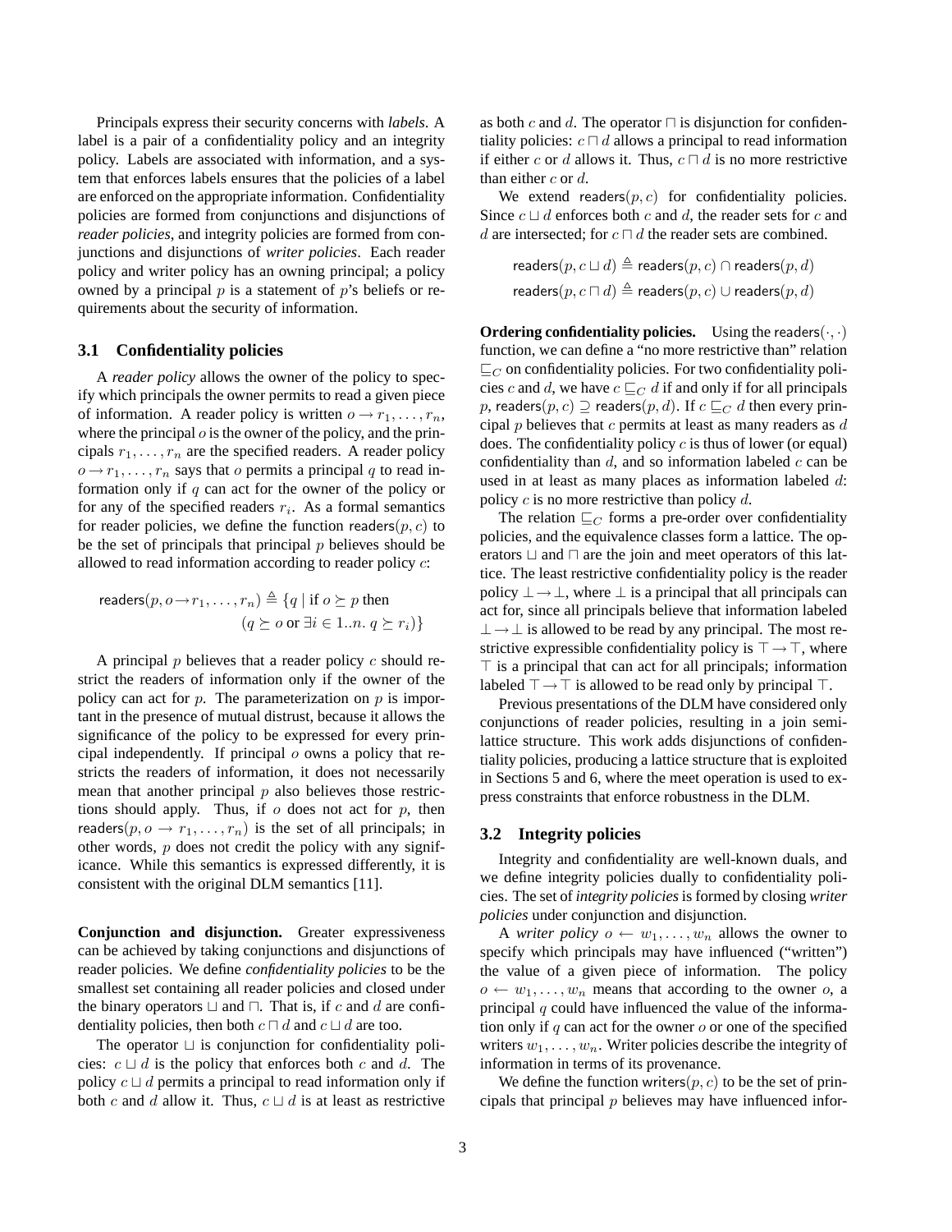Principals express their security concerns with *labels*. A label is a pair of a confidentiality policy and an integrity policy. Labels are associated with information, and a system that enforces labels ensures that the policies of a label are enforced on the appropriate information. Confidentiality policies are formed from conjunctions and disjunctions of *reader policies*, and integrity policies are formed from conjunctions and disjunctions of *writer policies*. Each reader policy and writer policy has an owning principal; a policy owned by a principal $p$ is a statement of $p$'s beliefs or requirements about the security of information.

### 3.1 Confidentiality policies

A *reader policy* allows the owner of the policy to specify which principals the owner permits to read a given piece of information. A reader policy is written $o \rightarrow r_1, \ldots, r_n$, where the principal $o$ is the owner of the policy, and the principals $r_1, \ldots, r_n$ are the specified readers. A reader policy $o \rightarrow r_1, \ldots, r_n$ says that $o$ permits a principal $q$ to read information only if $q$ can act for the owner of the policy or for any of the specified readers $r_i$. As a formal semantics for reader policies, we define the function $\mathsf{readers}(p, c)$ to be the set of principals that principal $p$ believes should be allowed to read information according to reader policy $c$:

$$\mathsf{readers}(p, o \rightarrow r_1, \ldots, r_n) \triangleq \{q \mid \text{if } o \succeq p \text{ then } (q \succeq o \text{ or } \exists i \in 1..n.\ q \succeq r_i)\}$$

A principal $p$ believes that a reader policy $c$ should restrict the readers of information only if the owner of the policy can act for $p$. The parameterization on $p$ is important in the presence of mutual distrust, because it allows the significance of the policy to be expressed for every principal independently. If principal $o$ owns a policy that restricts the readers of information, it does not necessarily mean that another principal $p$ also believes those restrictions should apply. Thus, if $o$ does not act for $p$, then $\mathsf{readers}(p, o \rightarrow r_1, \ldots, r_n)$ is the set of all principals; in other words, $p$ does not credit the policy with any significance. While this semantics is expressed differently, it is consistent with the original DLM semantics [11].

**Conjunction and disjunction.** Greater expressiveness can be achieved by taking conjunctions and disjunctions of reader policies. We define *confidentiality policies* to be the smallest set containing all reader policies and closed under the binary operators $\sqcup$ and $\sqcap$. That is, if $c$ and $d$ are confidentiality policies, then both $c \sqcap d$ and $c \sqcup d$ are too.

The operator $\sqcup$ is conjunction for confidentiality policies: $c \sqcup d$ is the policy that enforces both $c$ and $d$. The policy $c \sqcup d$ permits a principal to read information only if both $c$ and $d$ allow it. Thus, $c \sqcup d$ is at least as restrictive as both $c$ and $d$. The operator $\sqcap$ is disjunction for confidentiality policies: $c \sqcap d$ allows a principal to read information if either $c$ or $d$ allows it. Thus, $c \sqcap d$ is no more restrictive than either $c$ or $d$.

We extend $\mathsf{readers}(p, c)$ for confidentiality policies. Since $c \sqcup d$ enforces both $c$ and $d$, the reader sets for $c$ and $d$ are intersected; for $c \sqcap d$ the reader sets are combined.

$$\mathsf{readers}(p, c \sqcup d) \triangleq \mathsf{readers}(p, c) \cap \mathsf{readers}(p, d)$$
$$\mathsf{readers}(p, c \sqcap d) \triangleq \mathsf{readers}(p, c) \cup \mathsf{readers}(p, d)$$

**Ordering confidentiality policies.** Using the $\mathsf{readers}(\cdot, \cdot)$ function, we can define a "no more restrictive than" relation $\sqsubseteq_C$ on confidentiality policies. For two confidentiality policies $c$ and $d$, we have $c \sqsubseteq_C d$ if and only if for all principals $p$, $\mathsf{readers}(p, c) \supseteq \mathsf{readers}(p, d)$. If $c \sqsubseteq_C d$ then every principal $p$ believes that $c$ permits at least as many readers as $d$ does. The confidentiality policy $c$ is thus of lower (or equal) confidentiality than $d$, and so information labeled $c$ can be used in at least as many places as information labeled $d$: policy $c$ is no more restrictive than policy $d$.

The relation $\sqsubseteq_C$ forms a pre-order over confidentiality policies, and the equivalence classes form a lattice. The operators $\sqcup$ and $\sqcap$ are the join and meet operators of this lattice. The least restrictive confidentiality policy is the reader policy $\bot \rightarrow \bot$, where $\bot$ is a principal that all principals can act for, since all principals believe that information labeled $\bot \rightarrow \bot$ is allowed to be read by any principal. The most restrictive expressible confidentiality policy is $\top \rightarrow \top$, where $\top$ is a principal that can act for all principals; information labeled $\top \rightarrow \top$ is allowed to be read only by principal $\top$.

Previous presentations of the DLM have considered only conjunctions of reader policies, resulting in a join semilattice structure. This work adds disjunctions of confidentiality policies, producing a lattice structure that is exploited in Sections 5 and 6, where the meet operation is used to express constraints that enforce robustness in the DLM.

### 3.2 Integrity policies

Integrity and confidentiality are well-known duals, and we define integrity policies dually to confidentiality policies. The set of *integrity policies* is formed by closing *writer policies* under conjunction and disjunction.

A *writer policy* $o \leftarrow w_1, \ldots, w_n$ allows the owner to specify which principals may have influenced ("written") the value of a given piece of information. The policy $o \leftarrow w_1, \ldots, w_n$ means that according to the owner $o$, a principal $q$ could have influenced the value of the information only if $q$ can act for the owner $o$ or one of the specified writers $w_1, \ldots, w_n$. Writer policies describe the integrity of information in terms of its provenance.

We define the function $\mathsf{writers}(p, c)$ to be the set of principals that principal $p$ believes may have influenced infor-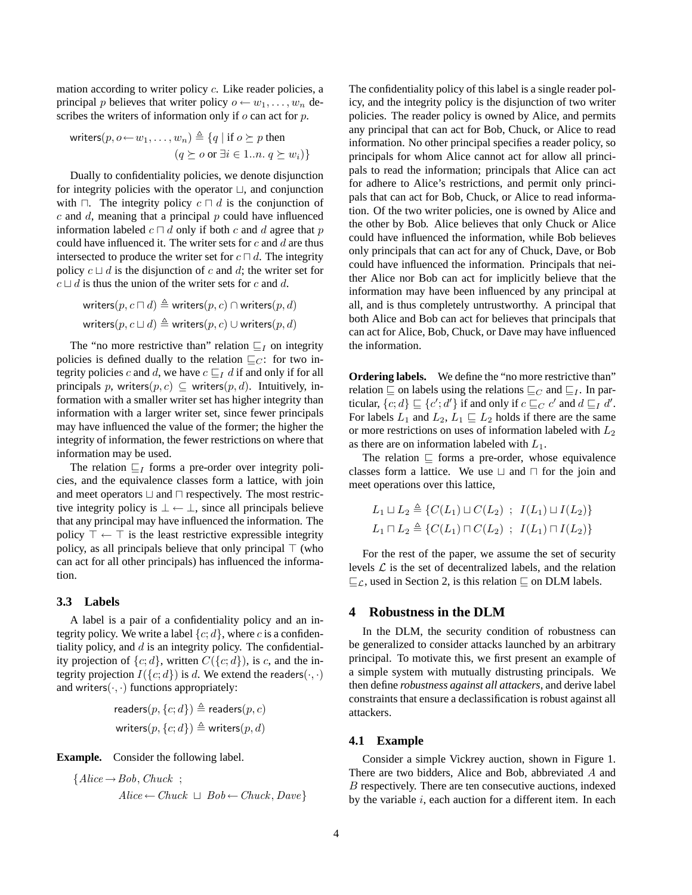mation according to writer policy $c$. Like reader policies, a principal $p$ believes that writer policy $o \leftarrow w_1, \ldots, w_n$ describes the writers of information only if $o$ can act for $p$.

$$\mathsf{writers}(p, o \leftarrow w_1, \ldots, w_n) \triangleq \{q \mid \text{if } o \succeq p \text{ then } (q \succeq o \text{ or } \exists i \in 1..n.\ q \succeq w_i)\}$$

Dually to confidentiality policies, we denote disjunction for integrity policies with the operator $\sqcup$, and conjunction with $\sqcap$. The integrity policy $c \sqcap d$ is the conjunction of $c$ and $d$, meaning that a principal $p$ could have influenced information labeled $c \sqcap d$ only if both $c$ and $d$ agree that $p$ could have influenced it. The writer sets for $c$ and $d$ are thus intersected to produce the writer set for $c \sqcap d$. The integrity policy $c \sqcup d$ is the disjunction of $c$ and $d$; the writer set for $c \sqcup d$ is thus the union of the writer sets for $c$ and $d$.

$$\mathsf{writers}(p, c \sqcap d) \triangleq \mathsf{writers}(p, c) \cap \mathsf{writers}(p, d)$$
$$\mathsf{writers}(p, c \sqcup d) \triangleq \mathsf{writers}(p, c) \cup \mathsf{writers}(p, d)$$

The "no more restrictive than" relation $\sqsubseteq_I$ on integrity policies is defined dually to the relation $\sqsubseteq_C$: for two integrity policies $c$ and $d$, we have $c \sqsubseteq_I d$ if and only if for all principals $p$, $\mathsf{writers}(p, c) \subseteq \mathsf{writers}(p, d)$. Intuitively, information with a smaller writer set has higher integrity than information with a larger writer set, since fewer principals may have influenced the value of the former; the higher the integrity of information, the fewer restrictions on where that information may be used.

The relation $\sqsubseteq_I$ forms a pre-order over integrity policies, and the equivalence classes form a lattice, with join and meet operators $\sqcup$ and $\sqcap$ respectively. The most restrictive integrity policy is $\bot \leftarrow \bot$, since all principals believe that any principal may have influenced the information. The policy $\top \leftarrow \top$ is the least restrictive expressible integrity policy, as all principals believe that only principal $\top$ (who can act for all other principals) has influenced the information.

### 3.3 Labels

A label is a pair of a confidentiality policy and an integrity policy. We write a label $\{c; d\}$, where $c$ is a confidentiality policy, and $d$ is an integrity policy. The confidentiality projection of $\{c; d\}$, written $C(\{c; d\})$, is $c$, and the integrity projection $I(\{c; d\})$ is $d$. We extend the $\mathsf{readers}(\cdot,\cdot)$ and $\mathsf{writers}(\cdot,\cdot)$ functions appropriately:

$$\mathsf{readers}(p, \{c; d\}) \triangleq \mathsf{readers}(p, c)$$
$$\mathsf{writers}(p, \{c; d\}) \triangleq \mathsf{writers}(p, d)$$

**Example.** Consider the following label.

$$\{Alice \rightarrow Bob, Chuck\ ;\ Alice \leftarrow Chuck\ \sqcup\ Bob \leftarrow Chuck, Dave\}$$

The confidentiality policy of this label is a single reader policy, and the integrity policy is the disjunction of two writer policies. The reader policy is owned by Alice, and permits any principal that can act for Bob, Chuck, or Alice to read information. No other principal specifies a reader policy, so principals for whom Alice cannot act for allow all principals to read the information; principals that Alice can act for adhere to Alice's restrictions, and permit only principals that can act for Bob, Chuck, or Alice to read information. Of the two writer policies, one is owned by Alice and the other by Bob. Alice believes that only Chuck or Alice could have influenced the information, while Bob believes only principals that can act for any of Chuck, Dave, or Bob could have influenced the information. Principals that neither Alice nor Bob can act for implicitly believe that the information may have been influenced by any principal at all, and is thus completely untrustworthy. A principal that both Alice and Bob can act for believes that principals that can act for Alice, Bob, Chuck, or Dave may have influenced the information.

**Ordering labels.** We define the "no more restrictive than" relation $\sqsubseteq$ on labels using the relations $\sqsubseteq_C$ and $\sqsubseteq_I$. In particular, $\{c; d\} \sqsubseteq \{c'; d'\}$ if and only if $c \sqsubseteq_C c'$ and $d \sqsubseteq_I d'$. For labels $L_1$ and $L_2$, $L_1 \sqsubseteq L_2$ holds if there are the same or more restrictions on uses of information labeled with $L_2$ as there are on information labeled with $L_1$.

The relation $\sqsubseteq$ forms a pre-order, whose equivalence classes form a lattice. We use $\sqcup$ and $\sqcap$ for the join and meet operations over this lattice,

$$L_1 \sqcup L_2 \triangleq \{C(L_1) \sqcup C(L_2)\ ;\ I(L_1) \sqcup I(L_2)\}$$
$$L_1 \sqcap L_2 \triangleq \{C(L_1) \sqcap C(L_2)\ ;\ I(L_1) \sqcap I(L_2)\}$$

For the rest of the paper, we assume the set of security levels $\mathcal{L}$ is the set of decentralized labels, and the relation $\sqsubseteq_{\mathcal{L}}$, used in Section 2, is this relation $\sqsubseteq$ on DLM labels.

## 4 Robustness in the DLM

In the DLM, the security condition of robustness can be generalized to consider attacks launched by an arbitrary principal. To motivate this, we first present an example of a simple system with mutually distrusting principals. We then define *robustness against all attackers*, and derive label constraints that ensure a declassification is robust against all attackers.

### 4.1 Example

Consider a simple Vickrey auction, shown in Figure 1. There are two bidders, Alice and Bob, abbreviated $A$ and $B$ respectively. There are ten consecutive auctions, indexed by the variable $i$, each auction for a different item. In each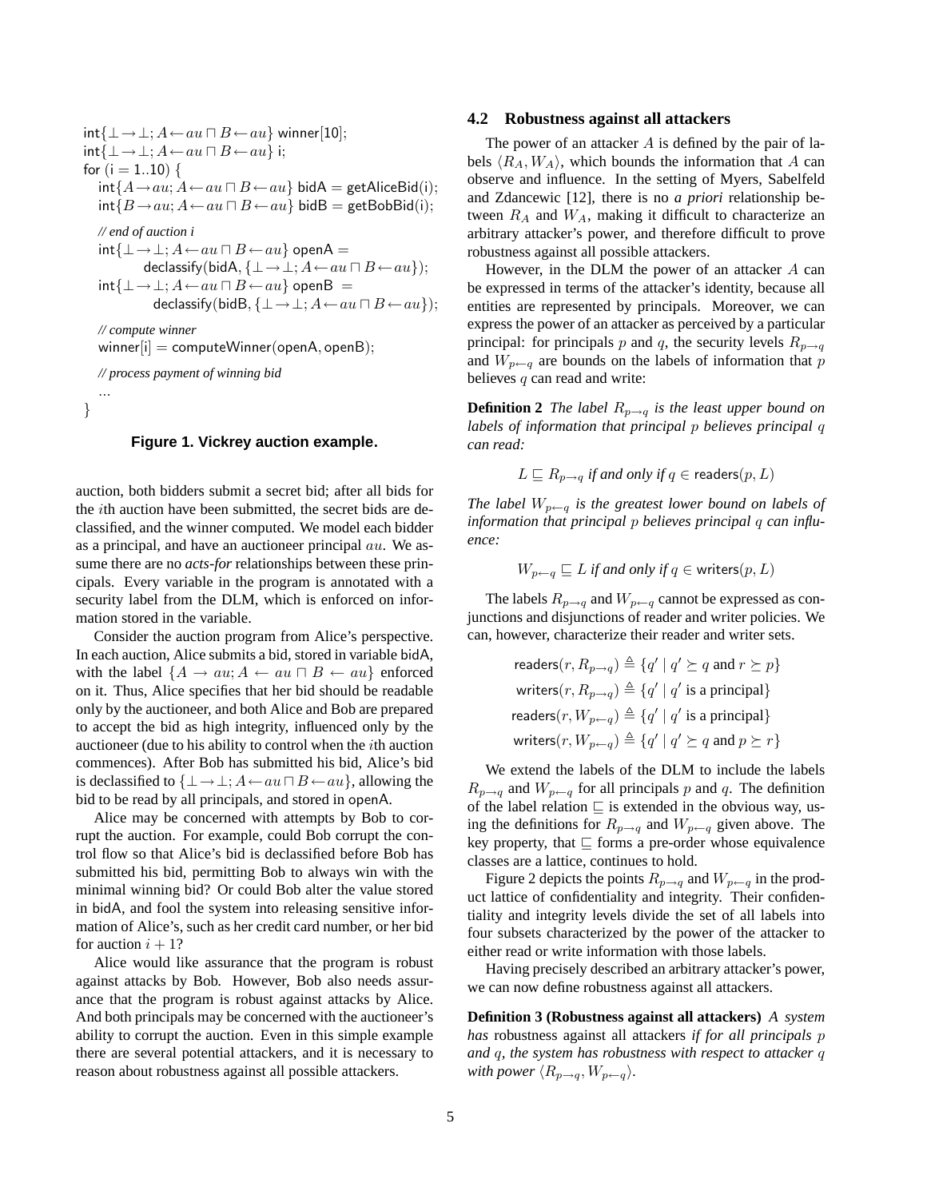```
int{⊥→⊥; A←au ⊓ B←au} winner[10];
int{⊥→⊥; A←au ⊓ B←au} i;
for (i = 1..10) {
  int{A→au; A←au ⊓ B←au} bidA = getAliceBid(i);
  int{B→au; A←au ⊓ B←au} bidB = getBobBid(i);

  // end of auction i
  int{⊥→⊥; A←au ⊓ B←au} openA =
        declassify(bidA, {⊥→⊥; A←au ⊓ B←au});
  int{⊥→⊥; A←au ⊓ B←au} openB =
        declassify(bidB, {⊥→⊥; A←au ⊓ B←au});

  // compute winner
  winner[i] = computeWinner(openA, openB);

  // process payment of winning bid
  ...
}
```

**Figure 1. Vickrey auction example.**

auction, both bidders submit a secret bid; after all bids for the $i$th auction have been submitted, the secret bids are declassified, and the winner computed. We model each bidder as a principal, and have an auctioneer principal $au$. We assume there are no *acts-for* relationships between these principals. Every variable in the program is annotated with a security label from the DLM, which is enforced on information stored in the variable.

Consider the auction program from Alice's perspective. In each auction, Alice submits a bid, stored in variable bidA, with the label $\{A \rightarrow au; A \leftarrow au \sqcap B \leftarrow au\}$ enforced on it. Thus, Alice specifies that her bid should be readable only by the auctioneer, and both Alice and Bob are prepared to accept the bid as high integrity, influenced only by the auctioneer (due to his ability to control when the $i$th auction commences). After Bob has submitted his bid, Alice's bid is declassified to $\{\bot \rightarrow \bot; A \leftarrow au \sqcap B \leftarrow au\}$, allowing the bid to be read by all principals, and stored in openA.

Alice may be concerned with attempts by Bob to corrupt the auction. For example, could Bob corrupt the control flow so that Alice's bid is declassified before Bob has submitted his bid, permitting Bob to always win with the minimal winning bid? Or could Bob alter the value stored in bidA, and fool the system into releasing sensitive information of Alice's, such as her credit card number, or her bid for auction $i + 1$?

Alice would like assurance that the program is robust against attacks by Bob. However, Bob also needs assurance that the program is robust against attacks by Alice. And both principals may be concerned with the auctioneer's ability to corrupt the auction. Even in this simple example there are several potential attackers, and it is necessary to reason about robustness against all possible attackers.

## 4.2 Robustness against all attackers

The power of an attacker $A$ is defined by the pair of labels $\langle R_A, W_A \rangle$, which bounds the information that $A$ can observe and influence. In the setting of Myers, Sabelfeld and Zdancewic [12], there is no *a priori* relationship between $R_A$ and $W_A$, making it difficult to characterize an arbitrary attacker's power, and therefore difficult to prove robustness against all possible attackers.

However, in the DLM the power of an attacker $A$ can be expressed in terms of the attacker's identity, because all entities are represented by principals. Moreover, we can express the power of an attacker as perceived by a particular principal: for principals $p$ and $q$, the security levels $R_{p\rightarrow q}$ and $W_{p\leftarrow q}$ are bounds on the labels of information that $p$ believes $q$ can read and write:

**Definition 2** *The label $R_{p\rightarrow q}$ is the least upper bound on labels of information that principal $p$ believes principal $q$ can read:*

$$L \sqsubseteq R_{p\rightarrow q} \textit{ if and only if } q \in \mathsf{readers}(p, L)$$

*The label $W_{p\leftarrow q}$ is the greatest lower bound on labels of information that principal $p$ believes principal $q$ can influence:*

$$W_{p\leftarrow q} \sqsubseteq L \textit{ if and only if } q \in \mathsf{writers}(p, L)$$

The labels $R_{p\rightarrow q}$ and $W_{p\leftarrow q}$ cannot be expressed as conjunctions and disjunctions of reader and writer policies. We can, however, characterize their reader and writer sets.

$$\begin{aligned}
\mathsf{readers}(r, R_{p\rightarrow q}) &\triangleq \{q' \mid q' \succeq q \text{ and } r \succeq p\} \\
\mathsf{writers}(r, R_{p\rightarrow q}) &\triangleq \{q' \mid q' \text{ is a principal}\} \\
\mathsf{readers}(r, W_{p\leftarrow q}) &\triangleq \{q' \mid q' \text{ is a principal}\} \\
\mathsf{writers}(r, W_{p\leftarrow q}) &\triangleq \{q' \mid q' \succeq q \text{ and } p \succeq r\}
\end{aligned}$$

We extend the labels of the DLM to include the labels $R_{p\rightarrow q}$ and $W_{p\leftarrow q}$ for all principals $p$ and $q$. The definition of the label relation $\sqsubseteq$ is extended in the obvious way, using the definitions for $R_{p\rightarrow q}$ and $W_{p\leftarrow q}$ given above. The key property, that $\sqsubseteq$ forms a pre-order whose equivalence classes are a lattice, continues to hold.

Figure 2 depicts the points $R_{p\rightarrow q}$ and $W_{p\leftarrow q}$ in the product lattice of confidentiality and integrity. Their confidentiality and integrity levels divide the set of all labels into four subsets characterized by the power of the attacker to either read or write information with those labels.

Having precisely described an arbitrary attacker's power, we can now define robustness against all attackers.

**Definition 3 (Robustness against all attackers)** *A system has* robustness against all attackers *if for all principals $p$ and $q$, the system has robustness with respect to attacker $q$ with power $\langle R_{p\rightarrow q}, W_{p\leftarrow q} \rangle$.*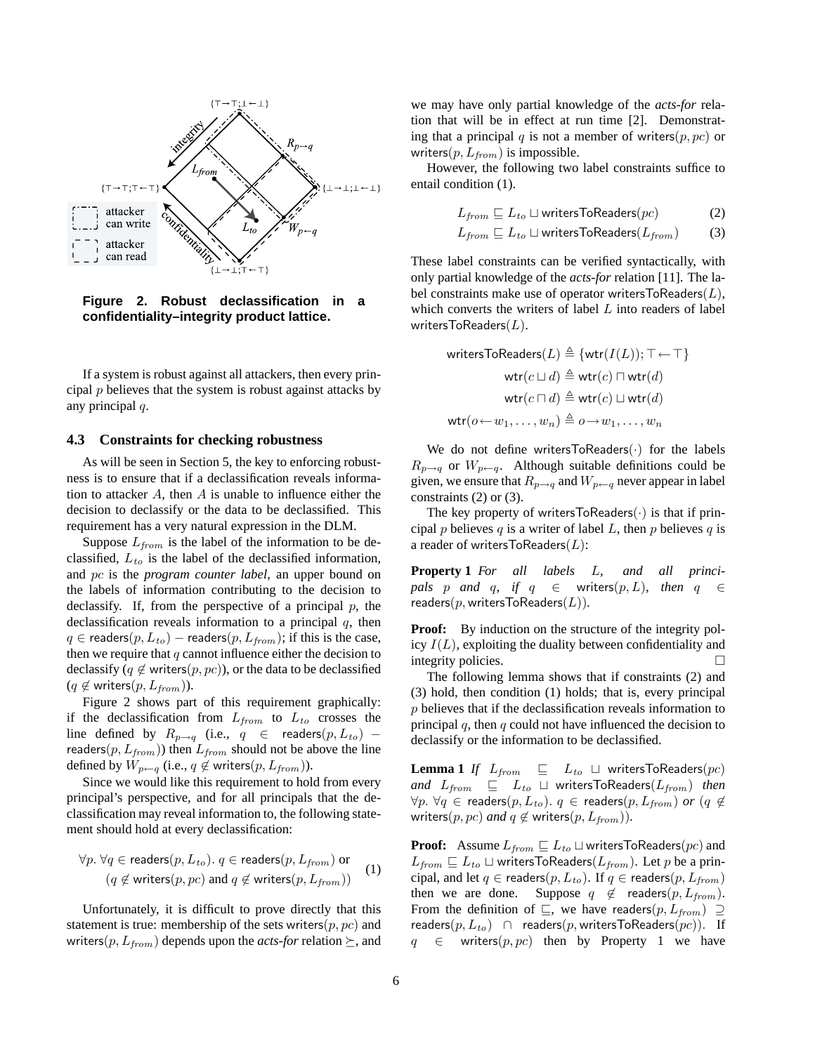**Figure 2. Robust declassification in a confidentiality–integrity product lattice.**

If a system is robust against all attackers, then every principal $p$ believes that the system is robust against attacks by any principal $q$.

### 4.3 Constraints for checking robustness

As will be seen in Section 5, the key to enforcing robustness is to ensure that if a declassification reveals information to attacker $A$, then $A$ is unable to influence either the decision to declassify or the data to be declassified. This requirement has a very natural expression in the DLM.

Suppose $L_{from}$ is the label of the information to be declassified, $L_{to}$ is the label of the declassified information, and $pc$ is the *program counter label*, an upper bound on the labels of information contributing to the decision to declassify. If, from the perspective of a principal $p$, the declassification reveals information to a principal $q$, then $q \in \mathsf{readers}(p, L_{to}) - \mathsf{readers}(p, L_{from})$; if this is the case, then we require that $q$ cannot influence either the decision to declassify ($q \notin \mathsf{writers}(p, pc)$), or the data to be declassified ($q \notin \mathsf{writers}(p, L_{from})$).

Figure 2 shows part of this requirement graphically: if the declassification from $L_{from}$ to $L_{to}$ crosses the line defined by $R_{p\rightarrow q}$ (i.e., $q \in \mathsf{readers}(p, L_{to}) - \mathsf{readers}(p, L_{from})$) then $L_{from}$ should not be above the line defined by $W_{p\leftarrow q}$ (i.e., $q \notin \mathsf{writers}(p, L_{from})$).

Since we would like this requirement to hold from every principal's perspective, and for all principals that the declassification may reveal information to, the following statement should hold at every declassification:

$$\forall p.\ \forall q \in \mathsf{readers}(p, L_{to}).\ q \in \mathsf{readers}(p, L_{from}) \text{ or } (q \notin \mathsf{writers}(p, pc) \text{ and } q \notin \mathsf{writers}(p, L_{from})) \quad (1)$$

Unfortunately, it is difficult to prove directly that this statement is true: membership of the sets $\mathsf{writers}(p, pc)$ and $\mathsf{writers}(p, L_{from})$ depends upon the *acts-for* relation $\succeq$, and we may have only partial knowledge of the *acts-for* relation that will be in effect at run time [2]. Demonstrating that a principal $q$ is not a member of $\mathsf{writers}(p, pc)$ or $\mathsf{writers}(p, L_{from})$ is impossible.

However, the following two label constraints suffice to entail condition (1).

$$L_{from} \sqsubseteq L_{to} \sqcup \mathsf{writersToReaders}(pc) \quad (2)$$

$$L_{from} \sqsubseteq L_{to} \sqcup \mathsf{writersToReaders}(L_{from}) \quad (3)$$

These label constraints can be verified syntactically, with only partial knowledge of the *acts-for* relation [11]. The label constraints make use of operator $\mathsf{writersToReaders}(L)$, which converts the writers of label $L$ into readers of label $\mathsf{writersToReaders}(L)$.

$$\mathsf{writersToReaders}(L) \triangleq \{\mathsf{wtr}(I(L)); \top \leftarrow \top\}$$
$$\mathsf{wtr}(c \sqcup d) \triangleq \mathsf{wtr}(c) \sqcap \mathsf{wtr}(d)$$
$$\mathsf{wtr}(c \sqcap d) \triangleq \mathsf{wtr}(c) \sqcup \mathsf{wtr}(d)$$
$$\mathsf{wtr}(o \leftarrow w_1, \ldots, w_n) \triangleq o \rightarrow w_1, \ldots, w_n$$

We do not define $\mathsf{writersToReaders}(\cdot)$ for the labels $R_{p\rightarrow q}$ or $W_{p\leftarrow q}$. Although suitable definitions could be given, we ensure that $R_{p\rightarrow q}$ and $W_{p\leftarrow q}$ never appear in label constraints (2) or (3).

The key property of $\mathsf{writersToReaders}(\cdot)$ is that if principal $p$ believes $q$ is a writer of label $L$, then $p$ believes $q$ is a reader of $\mathsf{writersToReaders}(L)$:

**Property 1** *For all labels $L$, and all principals $p$ and $q$, if $q \in \mathsf{writers}(p, L)$, then $q \in \mathsf{readers}(p, \mathsf{writersToReaders}(L))$.*

**Proof:** By induction on the structure of the integrity policy $I(L)$, exploiting the duality between confidentiality and integrity policies. □

The following lemma shows that if constraints (2) and (3) hold, then condition (1) holds; that is, every principal $p$ believes that if the declassification reveals information to principal $q$, then $q$ could not have influenced the decision to declassify or the information to be declassified.

**Lemma 1** *If $L_{from} \sqsubseteq L_{to} \sqcup \mathsf{writersToReaders}(pc)$ and $L_{from} \sqsubseteq L_{to} \sqcup \mathsf{writersToReaders}(L_{from})$ then $\forall p.\ \forall q \in \mathsf{readers}(p, L_{to}).\ q \in \mathsf{readers}(p, L_{from})$ or ($q \notin \mathsf{writers}(p, pc)$ and $q \notin \mathsf{writers}(p, L_{from})$).*

**Proof:** Assume $L_{from} \sqsubseteq L_{to} \sqcup \mathsf{writersToReaders}(pc)$ and $L_{from} \sqsubseteq L_{to} \sqcup \mathsf{writersToReaders}(L_{from})$. Let $p$ be a principal, and let $q \in \mathsf{readers}(p, L_{to})$. If $q \in \mathsf{readers}(p, L_{from})$ then we are done. Suppose $q \notin \mathsf{readers}(p, L_{from})$. From the definition of $\sqsubseteq$, we have $\mathsf{readers}(p, L_{from}) \supseteq \mathsf{readers}(p, L_{to}) \cap \mathsf{readers}(p, \mathsf{writersToReaders}(pc))$. If $q \in \mathsf{writers}(p, pc)$ then by Property 1 we have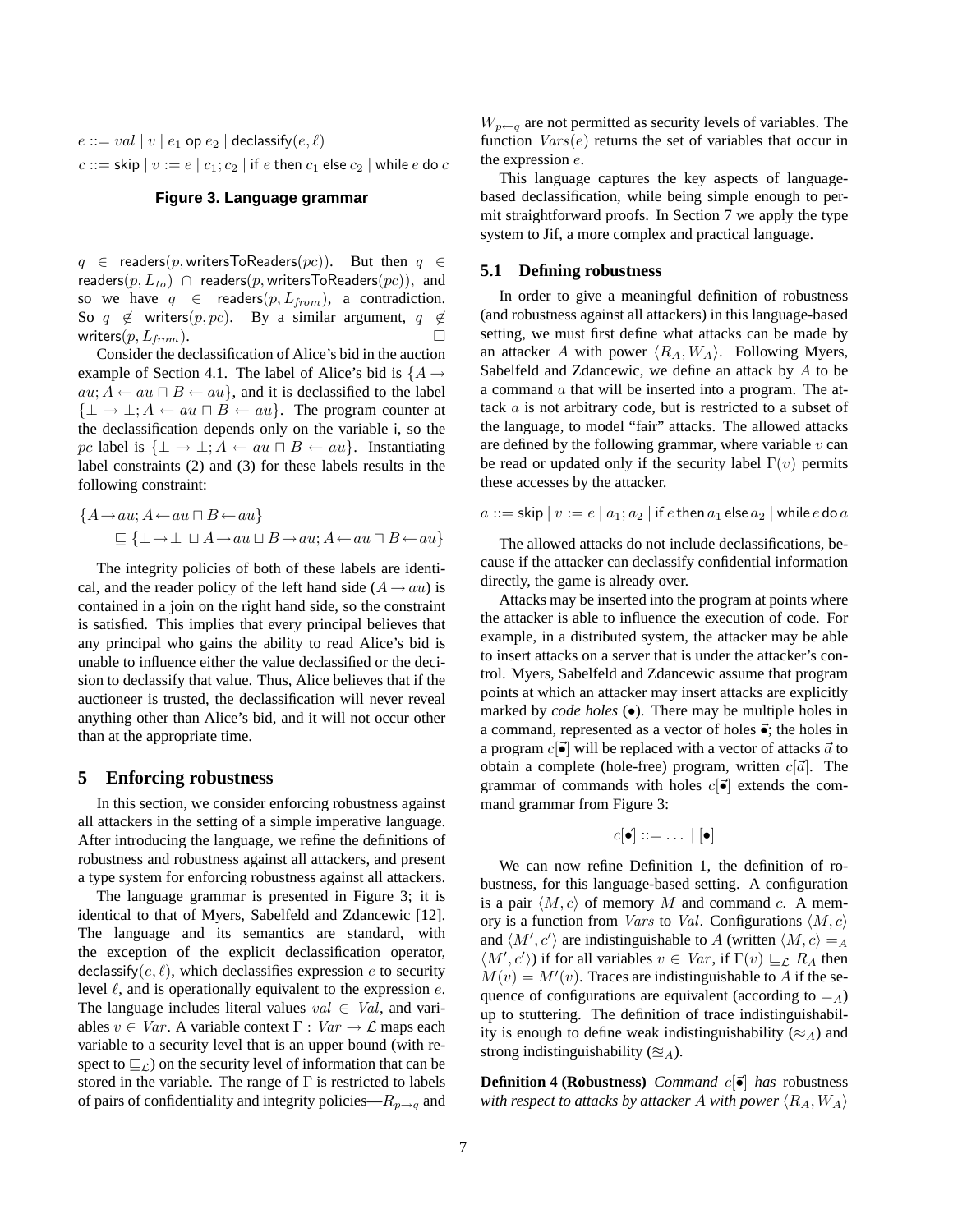$e ::= val \mid v \mid e_1 \text{ op } e_2 \mid \mathsf{declassify}(e, \ell)$

$c ::= \mathsf{skip} \mid v := e \mid c_1; c_2 \mid \mathsf{if}\ e\ \mathsf{then}\ c_1\ \mathsf{else}\ c_2 \mid \mathsf{while}\ e\ \mathsf{do}\ c$

**Figure 3. Language grammar**

$q \in \mathsf{readers}(p, \mathsf{writersToReaders}(pc))$. But then $q \in \mathsf{readers}(p, L_{to}) \cap \mathsf{readers}(p, \mathsf{writersToReaders}(pc))$, and so we have $q \in \mathsf{readers}(p, L_{from})$, a contradiction. So $q \notin \mathsf{writers}(p, pc)$. By a similar argument, $q \notin \mathsf{writers}(p, L_{from})$. □

Consider the declassification of Alice's bid in the auction example of Section 4.1. The label of Alice's bid is $\{A \to au; A \leftarrow au \sqcap B \leftarrow au\}$, and it is declassified to the label $\{\bot \to \bot; A \leftarrow au \sqcap B \leftarrow au\}$. The program counter at the declassification depends only on the variable i, so the $pc$ label is $\{\bot \to \bot; A \leftarrow au \sqcap B \leftarrow au\}$. Instantiating label constraints (2) and (3) for these labels results in the following constraint:

$$\{A \to au; A \leftarrow au \sqcap B \leftarrow au\} \sqsubseteq \{\bot \to \bot \sqcup A \to au \sqcup B \to au; A \leftarrow au \sqcap B \leftarrow au\}$$

The integrity policies of both of these labels are identical, and the reader policy of the left hand side ($A \to au$) is contained in a join on the right hand side, so the constraint is satisfied. This implies that every principal believes that any principal who gains the ability to read Alice's bid is unable to influence either the value declassified or the decision to declassify that value. Thus, Alice believes that if the auctioneer is trusted, the declassification will never reveal anything other than Alice's bid, and it will not occur other than at the appropriate time.

# 5 Enforcing robustness

In this section, we consider enforcing robustness against all attackers in the setting of a simple imperative language. After introducing the language, we refine the definitions of robustness and robustness against all attackers, and present a type system for enforcing robustness against all attackers.

The language grammar is presented in Figure 3; it is identical to that of Myers, Sabelfeld and Zdancewic [12]. The language and its semantics are standard, with the exception of the explicit declassification operator, $\mathsf{declassify}(e, \ell)$, which declassifies expression $e$ to security level $\ell$, and is operationally equivalent to the expression $e$. The language includes literal values $val \in Val$, and variables $v \in Var$. A variable context $\Gamma : Var \to \mathcal{L}$ maps each variable to a security level that is an upper bound (with respect to $\sqsubseteq_{\mathcal{L}}$) on the security level of information that can be stored in the variable. The range of $\Gamma$ is restricted to labels of pairs of confidentiality and integrity policies—$R_{p\to q}$ and $W_{p\leftarrow q}$ are not permitted as security levels of variables. The function $Vars(e)$ returns the set of variables that occur in the expression $e$.

This language captures the key aspects of language-based declassification, while being simple enough to permit straightforward proofs. In Section 7 we apply the type system to Jif, a more complex and practical language.

## 5.1 Defining robustness

In order to give a meaningful definition of robustness (and robustness against all attackers) in this language-based setting, we must first define what attacks can be made by an attacker $A$ with power $\langle R_A, W_A \rangle$. Following Myers, Sabelfeld and Zdancewic, we define an attack by $A$ to be a command $a$ that will be inserted into a program. The attack $a$ is not arbitrary code, but is restricted to a subset of the language, to model "fair" attacks. The allowed attacks are defined by the following grammar, where variable $v$ can be read or updated only if the security label $\Gamma(v)$ permits these accesses by the attacker.

$$a ::= \mathsf{skip} \mid v := e \mid a_1; a_2 \mid \mathsf{if}\ e\ \mathsf{then}\ a_1\ \mathsf{else}\ a_2 \mid \mathsf{while}\ e\ \mathsf{do}\ a$$

The allowed attacks do not include declassifications, because if the attacker can declassify confidential information directly, the game is already over.

Attacks may be inserted into the program at points where the attacker is able to influence the execution of code. For example, in a distributed system, the attacker may be able to insert attacks on a server that is under the attacker's control. Myers, Sabelfeld and Zdancewic assume that program points at which an attacker may insert attacks are explicitly marked by *code holes* ($\bullet$). There may be multiple holes in a command, represented as a vector of holes $\vec{\bullet}$; the holes in a program $c[\vec{\bullet}]$ will be replaced with a vector of attacks $\vec{a}$ to obtain a complete (hole-free) program, written $c[\vec{a}]$. The grammar of commands with holes $c[\vec{\bullet}]$ extends the command grammar from Figure 3:

$$c[\vec{\bullet}] ::= \ldots \mid [\bullet]$$

We can now refine Definition 1, the definition of robustness, for this language-based setting. A configuration is a pair $\langle M, c \rangle$ of memory $M$ and command $c$. A memory is a function from $Vars$ to $Val$. Configurations $\langle M, c \rangle$ and $\langle M', c' \rangle$ are indistinguishable to $A$ (written $\langle M, c \rangle =_A \langle M', c' \rangle$) if for all variables $v \in Var$, if $\Gamma(v) \sqsubseteq_{\mathcal{L}} R_A$ then $M(v) = M'(v)$. Traces are indistinguishable to $A$ if the sequence of configurations are equivalent (according to $=_A$) up to stuttering. The definition of trace indistinguishability is enough to define weak indistinguishability ($\approx_A$) and strong indistinguishability ($\cong_A$).

**Definition 4 (Robustness)** *Command $c[\vec{\bullet}]$ has* robustness *with respect to attacks by attacker $A$ with power $\langle R_A, W_A \rangle$*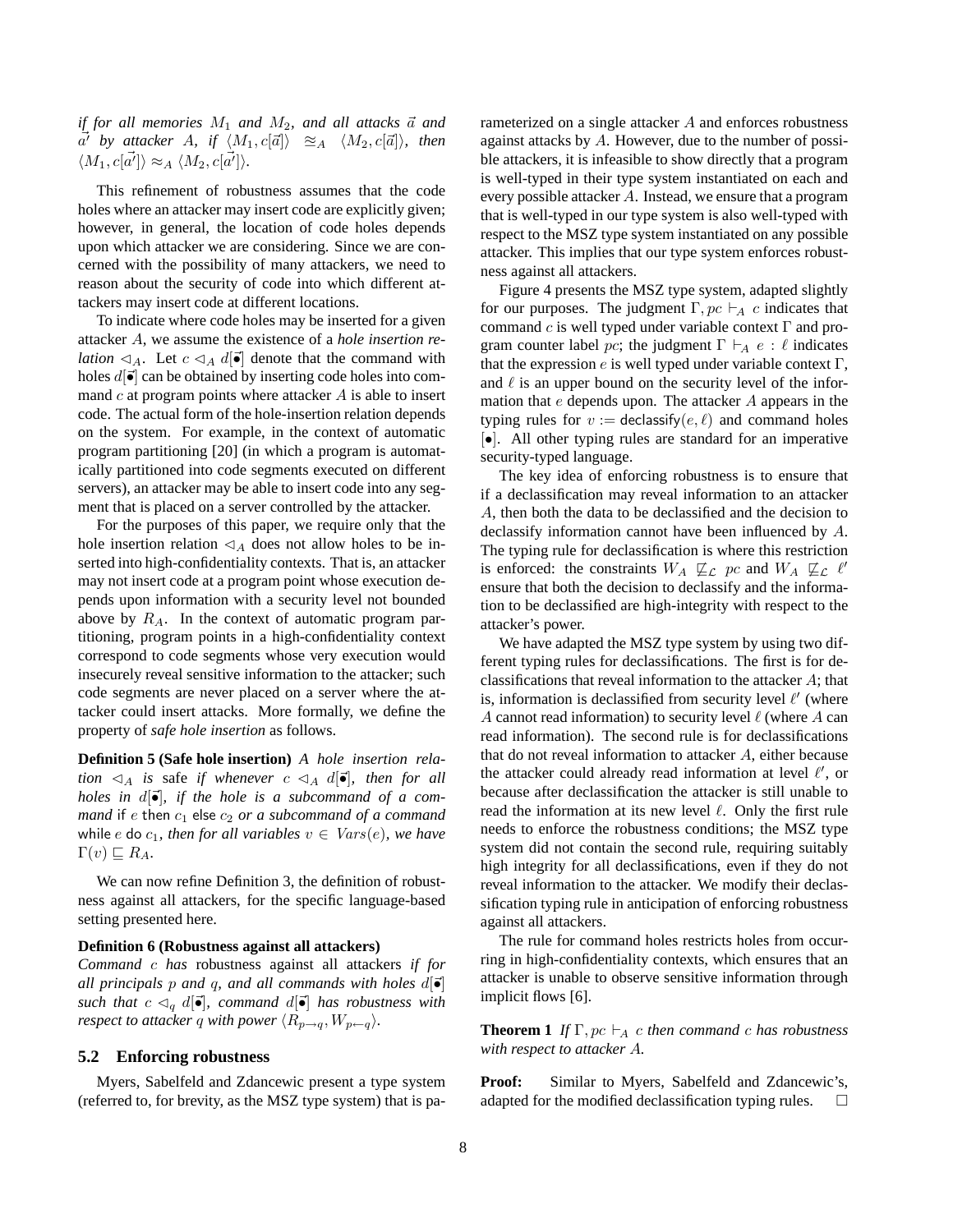*if for all memories $M_1$ and $M_2$, and all attacks $\vec{a}$ and $\vec{a'}$ by attacker $A$, if $\langle M_1, c[\vec{a}]\rangle \cong_A \langle M_2, c[\vec{a}]\rangle$, then $\langle M_1, c[\vec{a'}]\rangle \approx_A \langle M_2, c[\vec{a'}]\rangle$.*

This refinement of robustness assumes that the code holes where an attacker may insert code are explicitly given; however, in general, the location of code holes depends upon which attacker we are considering. Since we are concerned with the possibility of many attackers, we need to reason about the security of code into which different attackers may insert code at different locations.

To indicate where code holes may be inserted for a given attacker $A$, we assume the existence of a *hole insertion relation* $\lhd_A$. Let $c \lhd_A d[\vec{\bullet}]$ denote that the command with holes $d[\vec{\bullet}]$ can be obtained by inserting code holes into command $c$ at program points where attacker $A$ is able to insert code. The actual form of the hole-insertion relation depends on the system. For example, in the context of automatic program partitioning [20] (in which a program is automatically partitioned into code segments executed on different servers), an attacker may be able to insert code into any segment that is placed on a server controlled by the attacker.

For the purposes of this paper, we require only that the hole insertion relation $\lhd_A$ does not allow holes to be inserted into high-confidentiality contexts. That is, an attacker may not insert code at a program point whose execution depends upon information with a security level not bounded above by $R_A$. In the context of automatic program partitioning, program points in a high-confidentiality context correspond to code segments whose very execution would insecurely reveal sensitive information to the attacker; such code segments are never placed on a server where the attacker could insert attacks. More formally, we define the property of *safe hole insertion* as follows.

**Definition 5 (Safe hole insertion)** *A hole insertion relation $\lhd_A$ is* safe *if whenever $c \lhd_A d[\vec{\bullet}]$, then for all holes in $d[\vec{\bullet}]$, if the hole is a subcommand of a command* if $e$ then $c_1$ else $c_2$ *or a subcommand of a command* while $e$ do $c_1$, *then for all variables $v \in Vars(e)$, we have $\Gamma(v) \sqsubseteq R_A$.*

We can now refine Definition 3, the definition of robustness against all attackers, for the specific language-based setting presented here.

**Definition 6 (Robustness against all attackers)** *Command $c$ has* robustness against all attackers *if for all principals $p$ and $q$, and all commands with holes $d[\vec{\bullet}]$ such that $c \lhd_q d[\vec{\bullet}]$, command $d[\vec{\bullet}]$ has robustness with respect to attacker $q$ with power $\langle R_{p \to q}, W_{p \leftarrow q}\rangle$.*

### 5.2 Enforcing robustness

Myers, Sabelfeld and Zdancewic present a type system (referred to, for brevity, as the MSZ type system) that is parameterized on a single attacker $A$ and enforces robustness against attacks by $A$. However, due to the number of possible attackers, it is infeasible to show directly that a program is well-typed in their type system instantiated on each and every possible attacker $A$. Instead, we ensure that a program that is well-typed in our type system is also well-typed with respect to the MSZ type system instantiated on any possible attacker. This implies that our type system enforces robustness against all attackers.

Figure 4 presents the MSZ type system, adapted slightly for our purposes. The judgment $\Gamma, pc \vdash_A c$ indicates that command $c$ is well typed under variable context $\Gamma$ and program counter label $pc$; the judgment $\Gamma \vdash_A e : \ell$ indicates that the expression $e$ is well typed under variable context $\Gamma$, and $\ell$ is an upper bound on the security level of the information that $e$ depends upon. The attacker $A$ appears in the typing rules for $v := \mathsf{declassify}(e, \ell)$ and command holes $[\bullet]$. All other typing rules are standard for an imperative security-typed language.

The key idea of enforcing robustness is to ensure that if a declassification may reveal information to an attacker $A$, then both the data to be declassified and the decision to declassify information cannot have been influenced by $A$. The typing rule for declassification is where this restriction is enforced: the constraints $W_A \not\sqsubseteq_{\mathcal{L}} pc$ and $W_A \not\sqsubseteq_{\mathcal{L}} \ell'$ ensure that both the decision to declassify and the information to be declassified are high-integrity with respect to the attacker's power.

We have adapted the MSZ type system by using two different typing rules for declassifications. The first is for declassifications that reveal information to the attacker $A$; that is, information is declassified from security level $\ell'$ (where $A$ cannot read information) to security level $\ell$ (where $A$ can read information). The second rule is for declassifications that do not reveal information to attacker $A$, either because the attacker could already read information at level $\ell'$, or because after declassification the attacker is still unable to read the information at its new level $\ell$. Only the first rule needs to enforce the robustness conditions; the MSZ type system did not contain the second rule, requiring suitably high integrity for all declassifications, even if they do not reveal information to the attacker. We modify their declassification typing rule in anticipation of enforcing robustness against all attackers.

The rule for command holes restricts holes from occurring in high-confidentiality contexts, which ensures that an attacker is unable to observe sensitive information through implicit flows [6].

**Theorem 1** *If $\Gamma, pc \vdash_A c$ then command $c$ has robustness with respect to attacker $A$.*

**Proof:** Similar to Myers, Sabelfeld and Zdancewic's, adapted for the modified declassification typing rules. $\square$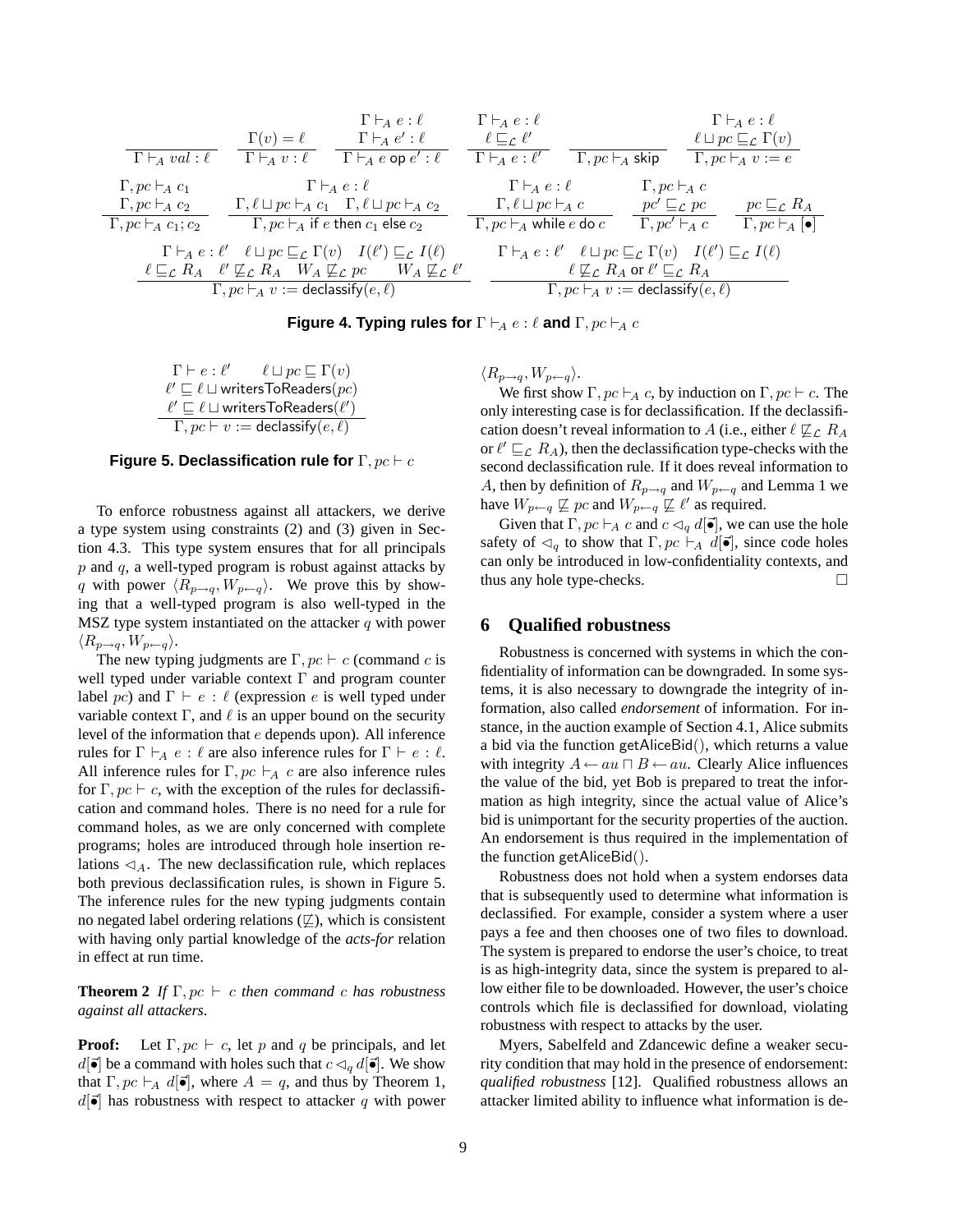$$\frac{}{\Gamma \vdash_A val : \ell} \qquad \frac{\Gamma(v) = \ell}{\Gamma \vdash_A v : \ell} \qquad \frac{\Gamma \vdash_A e : \ell \quad \Gamma \vdash_A e' : \ell}{\Gamma \vdash_A e \;\mathsf{op}\; e' : \ell} \qquad \frac{\Gamma \vdash_A e : \ell \quad \ell \sqsubseteq_{\mathcal{L}} \ell'}{\Gamma \vdash_A e : \ell'} \qquad \frac{}{\Gamma, pc \vdash_A \mathsf{skip}} \qquad \frac{\Gamma \vdash_A e : \ell \quad \ell \sqcup pc \sqsubseteq_{\mathcal{L}} \Gamma(v)}{\Gamma, pc \vdash_A v := e}$$

$$\frac{\Gamma, pc \vdash_A c_1 \quad \Gamma, pc \vdash_A c_2}{\Gamma, pc \vdash_A c_1; c_2} \qquad \frac{\Gamma \vdash_A e : \ell \quad \Gamma, \ell \sqcup pc \vdash_A c_1 \quad \Gamma, \ell \sqcup pc \vdash_A c_2}{\Gamma, pc \vdash_A \mathsf{if}\; e \;\mathsf{then}\; c_1 \;\mathsf{else}\; c_2} \qquad \frac{\Gamma \vdash_A e : \ell \quad \Gamma, \ell \sqcup pc \vdash_A c}{\Gamma, pc \vdash_A \mathsf{while}\; e \;\mathsf{do}\; c} \qquad \frac{\Gamma, pc \vdash_A c \quad pc' \sqsubseteq_{\mathcal{L}} pc}{\Gamma, pc' \vdash_A c} \qquad \frac{pc \sqsubseteq_{\mathcal{L}} R_A}{\Gamma, pc \vdash_A [\bullet]}$$

$$\frac{\Gamma \vdash_A e : \ell' \quad \ell \sqcup pc \sqsubseteq_{\mathcal{L}} \Gamma(v) \quad I(\ell') \sqsubseteq_{\mathcal{L}} I(\ell) \quad \ell \sqsubseteq_{\mathcal{L}} R_A \quad \ell' \not\sqsubseteq_{\mathcal{L}} R_A \quad W_A \not\sqsubseteq_{\mathcal{L}} pc \quad W_A \not\sqsubseteq_{\mathcal{L}} \ell'}{\Gamma, pc \vdash_A v := \mathsf{declassify}(e, \ell)} \qquad \frac{\Gamma \vdash_A e : \ell' \quad \ell \sqcup pc \sqsubseteq_{\mathcal{L}} \Gamma(v) \quad I(\ell') \sqsubseteq_{\mathcal{L}} I(\ell) \quad \ell \not\sqsubseteq_{\mathcal{L}} R_A \text{ or } \ell' \sqsubseteq_{\mathcal{L}} R_A}{\Gamma, pc \vdash_A v := \mathsf{declassify}(e, \ell)}$$

**Figure 4. Typing rules for $\Gamma \vdash_A e : \ell$ and $\Gamma, pc \vdash_A c$**

$$\frac{\Gamma \vdash e : \ell' \quad \ell \sqcup pc \sqsubseteq \Gamma(v) \quad \ell' \sqsubseteq \ell \sqcup \mathsf{writersToReaders}(pc) \quad \ell' \sqsubseteq \ell \sqcup \mathsf{writersToReaders}(\ell')}{\Gamma, pc \vdash v := \mathsf{declassify}(e, \ell)}$$

**Figure 5. Declassification rule for $\Gamma, pc \vdash c$**

To enforce robustness against all attackers, we derive a type system using constraints (2) and (3) given in Section 4.3. This type system ensures that for all principals $p$ and $q$, a well-typed program is robust against attacks by $q$ with power $\langle R_{p\rightarrow q}, W_{p\leftarrow q}\rangle$. We prove this by showing that a well-typed program is also well-typed in the MSZ type system instantiated on the attacker $q$ with power $\langle R_{p\rightarrow q}, W_{p\leftarrow q}\rangle$.

The new typing judgments are $\Gamma, pc \vdash c$ (command $c$ is well typed under variable context $\Gamma$ and program counter label $pc$) and $\Gamma \vdash e : \ell$ (expression $e$ is well typed under variable context $\Gamma$, and $\ell$ is an upper bound on the security level of the information that $e$ depends upon). All inference rules for $\Gamma \vdash_A e : \ell$ are also inference rules for $\Gamma \vdash e : \ell$. All inference rules for $\Gamma, pc \vdash_A c$ are also inference rules for $\Gamma, pc \vdash c$, with the exception of the rules for declassification and command holes. There is no need for a rule for command holes, as we are only concerned with complete programs; holes are introduced through hole insertion relations $\triangleleft_A$. The new declassification rule, which replaces both previous declassification rules, is shown in Figure 5. The inference rules for the new typing judgments contain no negated label ordering relations ($\not\sqsubseteq$), which is consistent with having only partial knowledge of the *acts-for* relation in effect at run time.

**Theorem 2** *If $\Gamma, pc \vdash c$ then command $c$ has robustness against all attackers.*

**Proof:** Let $\Gamma, pc \vdash c$, let $p$ and $q$ be principals, and let $d[\vec{\bullet}]$ be a command with holes such that $c \triangleleft_q d[\vec{\bullet}]$. We show that $\Gamma, pc \vdash_A d[\vec{\bullet}]$, where $A = q$, and thus by Theorem 1, $d[\vec{\bullet}]$ has robustness with respect to attacker $q$ with power $\langle R_{p\rightarrow q}, W_{p\leftarrow q}\rangle$.

We first show $\Gamma, pc \vdash_A c$, by induction on $\Gamma, pc \vdash c$. The only interesting case is for declassification. If the declassification doesn't reveal information to $A$ (i.e., either $\ell \not\sqsubseteq_{\mathcal{L}} R_A$ or $\ell' \sqsubseteq_{\mathcal{L}} R_A$), then the declassification type-checks with the second declassification rule. If it does reveal information to $A$, then by definition of $R_{p\rightarrow q}$ and $W_{p\leftarrow q}$ and Lemma 1 we have $W_{p\leftarrow q} \not\sqsubseteq pc$ and $W_{p\leftarrow q} \not\sqsubseteq \ell'$ as required.

Given that $\Gamma, pc \vdash_A c$ and $c \triangleleft_q d[\vec{\bullet}]$, we can use the hole safety of $\triangleleft_q$ to show that $\Gamma, pc \vdash_A d[\vec{\bullet}]$, since code holes can only be introduced in low-confidentiality contexts, and thus any hole type-checks. □

## 6 Qualified robustness

Robustness is concerned with systems in which the confidentiality of information can be downgraded. In some systems, it is also necessary to downgrade the integrity of information, also called *endorsement* of information. For instance, in the auction example of Section 4.1, Alice submits a bid via the function getAliceBid(), which returns a value with integrity $A \leftarrow au \sqcap B \leftarrow au$. Clearly Alice influences the value of the bid, yet Bob is prepared to treat the information as high integrity, since the actual value of Alice's bid is unimportant for the security properties of the auction. An endorsement is thus required in the implementation of the function getAliceBid().

Robustness does not hold when a system endorses data that is subsequently used to determine what information is declassified. For example, consider a system where a user pays a fee and then chooses one of two files to download. The system is prepared to endorse the user's choice, to treat is as high-integrity data, since the system is prepared to allow either file to be downloaded. However, the user's choice controls which file is declassified for download, violating robustness with respect to attacks by the user.

Myers, Sabelfeld and Zdancewic define a weaker security condition that may hold in the presence of endorsement: *qualified robustness* [12]. Qualified robustness allows an attacker limited ability to influence what information is de-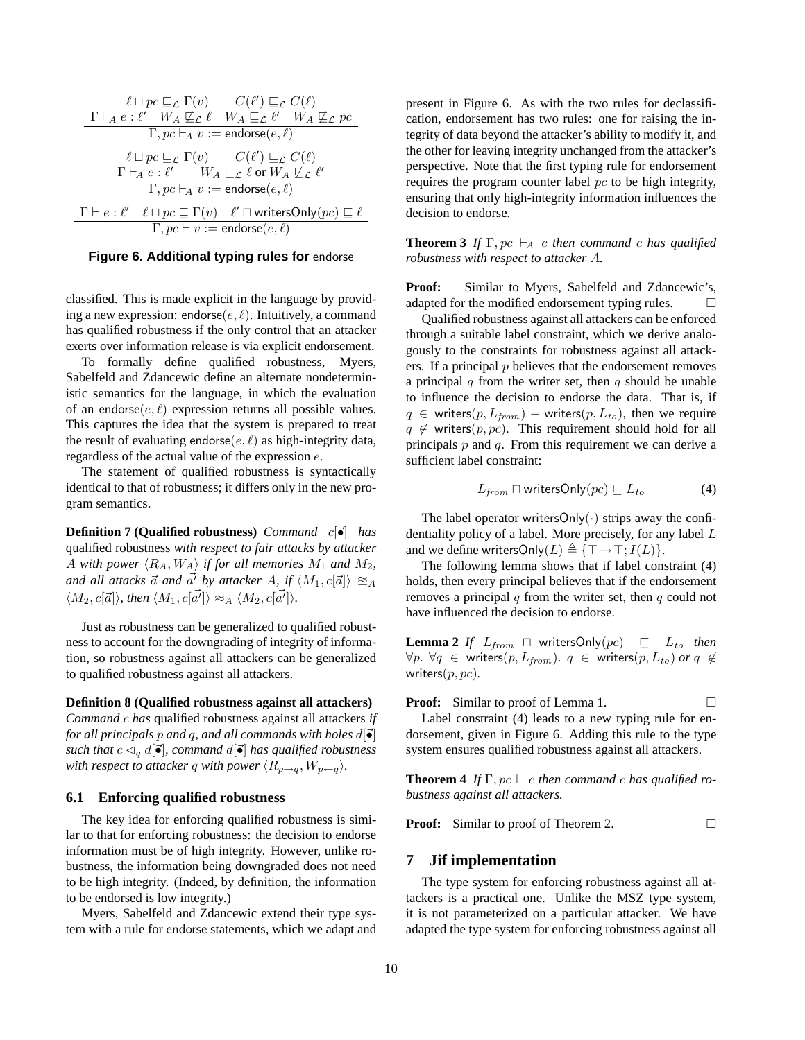$$\frac{\ell \sqcup pc \sqsubseteq_{\mathcal{L}} \Gamma(v) \qquad C(\ell') \sqsubseteq_{\mathcal{L}} C(\ell) \qquad \Gamma \vdash_A e : \ell' \quad W_A \not\sqsubseteq_{\mathcal{L}} \ell \quad W_A \sqsubseteq_{\mathcal{L}} \ell' \quad W_A \not\sqsubseteq_{\mathcal{L}} pc}{\Gamma, pc \vdash_A v := \mathsf{endorse}(e, \ell)}$$

$$\frac{\ell \sqcup pc \sqsubseteq_{\mathcal{L}} \Gamma(v) \qquad C(\ell') \sqsubseteq_{\mathcal{L}} C(\ell) \qquad \Gamma \vdash_A e : \ell' \qquad W_A \sqsubseteq_{\mathcal{L}} \ell \text{ or } W_A \not\sqsubseteq_{\mathcal{L}} \ell'}{\Gamma, pc \vdash_A v := \mathsf{endorse}(e, \ell)}$$

$$\frac{\Gamma \vdash e : \ell' \quad \ell \sqcup pc \sqsubseteq \Gamma(v) \quad \ell' \sqcap \mathsf{writersOnly}(pc) \sqsubseteq \ell}{\Gamma, pc \vdash v := \mathsf{endorse}(e, \ell)}$$

**Figure 6. Additional typing rules for** endorse

classified. This is made explicit in the language by providing a new expression: $\mathsf{endorse}(e, \ell)$. Intuitively, a command has qualified robustness if the only control that an attacker exerts over information release is via explicit endorsement.

To formally define qualified robustness, Myers, Sabelfeld and Zdancewic define an alternate nondeterministic semantics for the language, in which the evaluation of an $\mathsf{endorse}(e, \ell)$ expression returns all possible values. This captures the idea that the system is prepared to treat the result of evaluating $\mathsf{endorse}(e, \ell)$ as high-integrity data, regardless of the actual value of the expression $e$.

The statement of qualified robustness is syntactically identical to that of robustness; it differs only in the new program semantics.

**Definition 7 (Qualified robustness)** *Command* $c[\vec{\bullet}]$ *has* qualified robustness *with respect to fair attacks by attacker* $A$ *with power* $\langle R_A, W_A \rangle$ *if for all memories* $M_1$ *and* $M_2$*, and all attacks* $\vec{a}$ *and* $\vec{a'}$ *by attacker* $A$*, if* $\langle M_1, c[\vec{a}] \rangle \approxeq_A \langle M_2, c[\vec{a}] \rangle$*, then* $\langle M_1, c[\vec{a'}] \rangle \approx_A \langle M_2, c[\vec{a'}] \rangle$.

Just as robustness can be generalized to qualified robustness to account for the downgrading of integrity of information, so robustness against all attackers can be generalized to qualified robustness against all attackers.

**Definition 8 (Qualified robustness against all attackers)** *Command* $c$ *has* qualified robustness against all attackers *if for all principals* $p$ *and* $q$*, and all commands with holes* $d[\vec{\bullet}]$ *such that* $c \lhd_q d[\vec{\bullet}]$*, command* $d[\vec{\bullet}]$ *has qualified robustness with respect to attacker* $q$ *with power* $\langle R_{p\rightarrow q}, W_{p\leftarrow q} \rangle$.

### 6.1 Enforcing qualified robustness

The key idea for enforcing qualified robustness is similar to that for enforcing robustness: the decision to endorse information must be of high integrity. However, unlike robustness, the information being downgraded does not need to be high integrity. (Indeed, by definition, the information to be endorsed is low integrity.)

Myers, Sabelfeld and Zdancewic extend their type system with a rule for endorse statements, which we adapt and present in Figure 6. As with the two rules for declassification, endorsement has two rules: one for raising the integrity of data beyond the attacker's ability to modify it, and the other for leaving integrity unchanged from the attacker's perspective. Note that the first typing rule for endorsement requires the program counter label $pc$ to be high integrity, ensuring that only high-integrity information influences the decision to endorse.

**Theorem 3** *If* $\Gamma, pc \vdash_A c$ *then command* $c$ *has qualified robustness with respect to attacker* $A$.

**Proof:** Similar to Myers, Sabelfeld and Zdancewic's, adapted for the modified endorsement typing rules. □

Qualified robustness against all attackers can be enforced through a suitable label constraint, which we derive analogously to the constraints for robustness against all attackers. If a principal $p$ believes that the endorsement removes a principal $q$ from the writer set, then $q$ should be unable to influence the decision to endorse the data. That is, if $q \in \mathsf{writers}(p, L_{from}) - \mathsf{writers}(p, L_{to})$, then we require $q \notin \mathsf{writers}(p, pc)$. This requirement should hold for all principals $p$ and $q$. From this requirement we can derive a sufficient label constraint:

$$L_{from} \sqcap \mathsf{writersOnly}(pc) \sqsubseteq L_{to} \tag{4}$$

The label operator $\mathsf{writersOnly}(\cdot)$ strips away the confidentiality policy of a label. More precisely, for any label $L$ and we define $\mathsf{writersOnly}(L) \triangleq \{\top \rightarrow \top; I(L)\}$.

The following lemma shows that if label constraint (4) holds, then every principal believes that if the endorsement removes a principal $q$ from the writer set, then $q$ could not have influenced the decision to endorse.

**Lemma 2** *If* $L_{from} \sqcap \mathsf{writersOnly}(pc) \sqsubseteq L_{to}$ *then* $\forall p.\ \forall q \in \mathsf{writers}(p, L_{from}).\ q \in \mathsf{writers}(p, L_{to})$ *or* $q \notin \mathsf{writers}(p, pc)$.

**Proof:** Similar to proof of Lemma 1. □

Label constraint (4) leads to a new typing rule for endorsement, given in Figure 6. Adding this rule to the type system ensures qualified robustness against all attackers.

**Theorem 4** *If* $\Gamma, pc \vdash c$ *then command* $c$ *has qualified robustness against all attackers.*

**Proof:** Similar to proof of Theorem 2. □

## 7 Jif implementation

The type system for enforcing robustness against all attackers is a practical one. Unlike the MSZ type system, it is not parameterized on a particular attacker. We have adapted the type system for enforcing robustness against all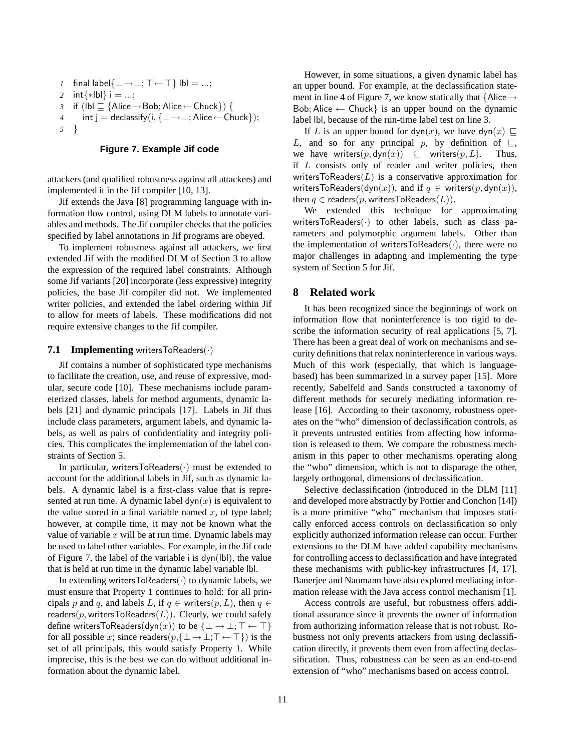```
1  final label{⊥→⊥; ⊤←⊤} lbl = ...;
2  int{*lbl} i = ...;
3  if (lbl ⊑ {Alice→Bob; Alice←Chuck}) {
4     int j = declassify(i, {⊥→⊥; Alice←Chuck});
5  }
```

**Figure 7. Example Jif code**

attackers (and qualified robustness against all attackers) and implemented it in the Jif compiler [10, 13].

Jif extends the Java [8] programming language with information flow control, using DLM labels to annotate variables and methods. The Jif compiler checks that the policies specified by label annotations in Jif programs are obeyed.

To implement robustness against all attackers, we first extended Jif with the modified DLM of Section 3 to allow the expression of the required label constraints. Although some Jif variants [20] incorporate (less expressive) integrity policies, the base Jif compiler did not. We implemented writer policies, and extended the label ordering within Jif to allow for meets of labels. These modifications did not require extensive changes to the Jif compiler.

### 7.1 Implementing $\mathsf{writersToReaders}(\cdot)$

Jif contains a number of sophisticated type mechanisms to facilitate the creation, use, and reuse of expressive, modular, secure code [10]. These mechanisms include parameterized classes, labels for method arguments, dynamic labels [21] and dynamic principals [17]. Labels in Jif thus include class parameters, argument labels, and dynamic labels, as well as pairs of confidentiality and integrity policies. This complicates the implementation of the label constraints of Section 5.

In particular, $\mathsf{writersToReaders}(\cdot)$ must be extended to account for the additional labels in Jif, such as dynamic labels. A dynamic label is a first-class value that is represented at run time. A dynamic label $\mathsf{dyn}(x)$ is equivalent to the value stored in a final variable named $x$, of type $\mathsf{label}$; however, at compile time, it may not be known what the value of variable $x$ will be at run time. Dynamic labels may be used to label other variables. For example, in the Jif code of Figure 7, the label of the variable $\mathsf{i}$ is $\mathsf{dyn}(\mathsf{lbl})$, the value that is held at run time in the dynamic label variable $\mathsf{lbl}$.

In extending $\mathsf{writersToReaders}(\cdot)$ to dynamic labels, we must ensure that Property 1 continues to hold: for all principals $p$ and $q$, and labels $L$, if $q \in \mathsf{writers}(p, L)$, then $q \in \mathsf{readers}(p, \mathsf{writersToReaders}(L))$. Clearly, we could safely define $\mathsf{writersToReaders}(\mathsf{dyn}(x))$ to be $\{\bot \to \bot; \top \leftarrow \top\}$ for all possible $x$; since $\mathsf{readers}(p, \{\bot \to \bot; \top \leftarrow \top\})$ is the set of all principals, this would satisfy Property 1. While imprecise, this is the best we can do without additional information about the dynamic label.

However, in some situations, a given dynamic label has an upper bound. For example, at the declassification statement in line 4 of Figure 7, we know statically that $\{\mathsf{Alice} \to \mathsf{Bob}; \mathsf{Alice} \leftarrow \mathsf{Chuck}\}$ is an upper bound on the dynamic label $\mathsf{lbl}$, because of the run-time label test on line 3.

If $L$ is an upper bound for $\mathsf{dyn}(x)$, we have $\mathsf{dyn}(x) \sqsubseteq L$, and so for any principal $p$, by definition of $\sqsubseteq$, we have $\mathsf{writers}(p, \mathsf{dyn}(x)) \subseteq \mathsf{writers}(p, L)$. Thus, if $L$ consists only of reader and writer policies, then $\mathsf{writersToReaders}(L)$ is a conservative approximation for $\mathsf{writersToReaders}(\mathsf{dyn}(x))$, and if $q \in \mathsf{writers}(p, \mathsf{dyn}(x))$, then $q \in \mathsf{readers}(p, \mathsf{writersToReaders}(L))$.

We extended this technique for approximating $\mathsf{writersToReaders}(\cdot)$ to other labels, such as class parameters and polymorphic argument labels. Other than the implementation of $\mathsf{writersToReaders}(\cdot)$, there were no major challenges in adapting and implementing the type system of Section 5 for Jif.

## 8 Related work

It has been recognized since the beginnings of work on information flow that noninterference is too rigid to describe the information security of real applications [5, 7]. There has been a great deal of work on mechanisms and security definitions that relax noninterference in various ways. Much of this work (especially, that which is language-based) has been summarized in a survey paper [15]. More recently, Sabelfeld and Sands constructed a taxonomy of different methods for securely mediating information release [16]. According to their taxonomy, robustness operates on the "who" dimension of declassification controls, as it prevents untrusted entities from affecting how information is released to them. We compare the robustness mechanism in this paper to other mechanisms operating along the "who" dimension, which is not to disparage the other, largely orthogonal, dimensions of declassification.

Selective declassification (introduced in the DLM [11] and developed more abstractly by Pottier and Conchon [14]) is a more primitive "who" mechanism that imposes statically enforced access controls on declassification so only explicitly authorized information release can occur. Further extensions to the DLM have added capability mechanisms for controlling access to declassification and have integrated these mechanisms with public-key infrastructures [4, 17]. Banerjee and Naumann have also explored mediating information release with the Java access control mechanism [1].

Access controls are useful, but robustness offers additional assurance since it prevents the owner of information from authorizing information release that is not robust. Robustness not only prevents attackers from using declassification directly, it prevents them even from affecting declassification. Thus, robustness can be seen as an end-to-end extension of "who" mechanisms based on access control.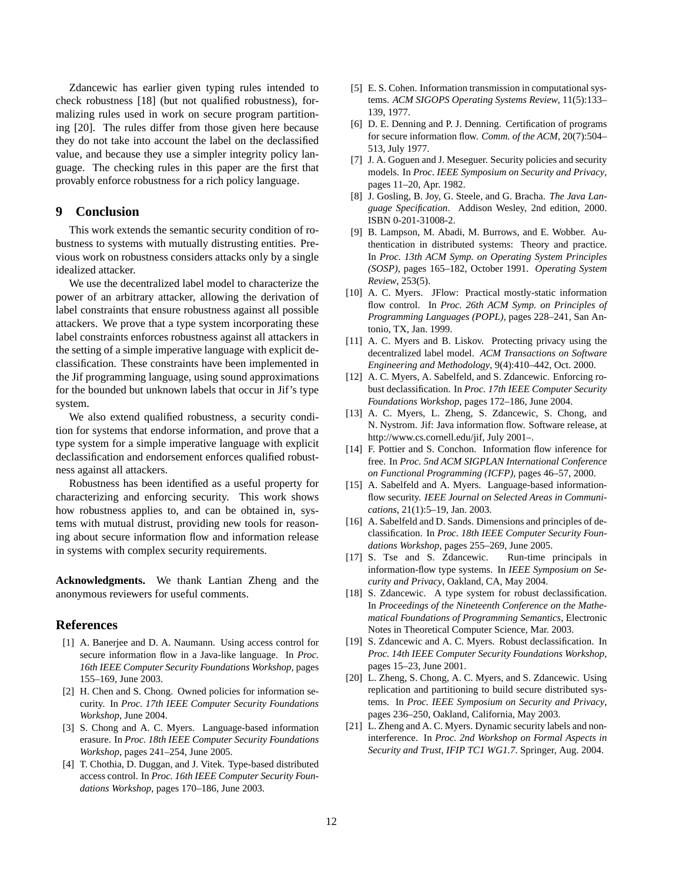Zdancewic has earlier given typing rules intended to check robustness [18] (but not qualified robustness), formalizing rules used in work on secure program partitioning [20]. The rules differ from those given here because they do not take into account the label on the declassified value, and because they use a simpler integrity policy language. The checking rules in this paper are the first that provably enforce robustness for a rich policy language.

## 9 Conclusion

This work extends the semantic security condition of robustness to systems with mutually distrusting entities. Previous work on robustness considers attacks only by a single idealized attacker.

We use the decentralized label model to characterize the power of an arbitrary attacker, allowing the derivation of label constraints that ensure robustness against all possible attackers. We prove that a type system incorporating these label constraints enforces robustness against all attackers in the setting of a simple imperative language with explicit declassification. These constraints have been implemented in the Jif programming language, using sound approximations for the bounded but unknown labels that occur in Jif's type system.

We also extend qualified robustness, a security condition for systems that endorse information, and prove that a type system for a simple imperative language with explicit declassification and endorsement enforces qualified robustness against all attackers.

Robustness has been identified as a useful property for characterizing and enforcing security. This work shows how robustness applies to, and can be obtained in, systems with mutual distrust, providing new tools for reasoning about secure information flow and information release in systems with complex security requirements.

**Acknowledgments.** We thank Lantian Zheng and the anonymous reviewers for useful comments.

## References

[1] A. Banerjee and D. A. Naumann. Using access control for secure information flow in a Java-like language. In *Proc. 16th IEEE Computer Security Foundations Workshop*, pages 155–169, June 2003.

[2] H. Chen and S. Chong. Owned policies for information security. In *Proc. 17th IEEE Computer Security Foundations Workshop*, June 2004.

[3] S. Chong and A. C. Myers. Language-based information erasure. In *Proc. 18th IEEE Computer Security Foundations Workshop*, pages 241–254, June 2005.

[4] T. Chothia, D. Duggan, and J. Vitek. Type-based distributed access control. In *Proc. 16th IEEE Computer Security Foundations Workshop*, pages 170–186, June 2003.

[5] E. S. Cohen. Information transmission in computational systems. *ACM SIGOPS Operating Systems Review*, 11(5):133–139, 1977.

[6] D. E. Denning and P. J. Denning. Certification of programs for secure information flow. *Comm. of the ACM*, 20(7):504–513, July 1977.

[7] J. A. Goguen and J. Meseguer. Security policies and security models. In *Proc. IEEE Symposium on Security and Privacy*, pages 11–20, Apr. 1982.

[8] J. Gosling, B. Joy, G. Steele, and G. Bracha. *The Java Language Specification*. Addison Wesley, 2nd edition, 2000. ISBN 0-201-31008-2.

[9] B. Lampson, M. Abadi, M. Burrows, and E. Wobber. Authentication in distributed systems: Theory and practice. In *Proc. 13th ACM Symp. on Operating System Principles (SOSP)*, pages 165–182, October 1991. *Operating System Review*, 253(5).

[10] A. C. Myers. JFlow: Practical mostly-static information flow control. In *Proc. 26th ACM Symp. on Principles of Programming Languages (POPL)*, pages 228–241, San Antonio, TX, Jan. 1999.

[11] A. C. Myers and B. Liskov. Protecting privacy using the decentralized label model. *ACM Transactions on Software Engineering and Methodology*, 9(4):410–442, Oct. 2000.

[12] A. C. Myers, A. Sabelfeld, and S. Zdancewic. Enforcing robust declassification. In *Proc. 17th IEEE Computer Security Foundations Workshop*, pages 172–186, June 2004.

[13] A. C. Myers, L. Zheng, S. Zdancewic, S. Chong, and N. Nystrom. Jif: Java information flow. Software release, at http://www.cs.cornell.edu/jif, July 2001–.

[14] F. Pottier and S. Conchon. Information flow inference for free. In *Proc. 5nd ACM SIGPLAN International Conference on Functional Programming (ICFP)*, pages 46–57, 2000.

[15] A. Sabelfeld and A. Myers. Language-based information-flow security. *IEEE Journal on Selected Areas in Communications*, 21(1):5–19, Jan. 2003.

[16] A. Sabelfeld and D. Sands. Dimensions and principles of declassification. In *Proc. 18th IEEE Computer Security Foundations Workshop*, pages 255–269, June 2005.

[17] S. Tse and S. Zdancewic. Run-time principals in information-flow type systems. In *IEEE Symposium on Security and Privacy*, Oakland, CA, May 2004.

[18] S. Zdancewic. A type system for robust declassification. In *Proceedings of the Nineteenth Conference on the Mathematical Foundations of Programming Semantics*, Electronic Notes in Theoretical Computer Science, Mar. 2003.

[19] S. Zdancewic and A. C. Myers. Robust declassification. In *Proc. 14th IEEE Computer Security Foundations Workshop*, pages 15–23, June 2001.

[20] L. Zheng, S. Chong, A. C. Myers, and S. Zdancewic. Using replication and partitioning to build secure distributed systems. In *Proc. IEEE Symposium on Security and Privacy*, pages 236–250, Oakland, California, May 2003.

[21] L. Zheng and A. C. Myers. Dynamic security labels and noninterference. In *Proc. 2nd Workshop on Formal Aspects in Security and Trust, IFIP TC1 WG1.7*. Springer, Aug. 2004.